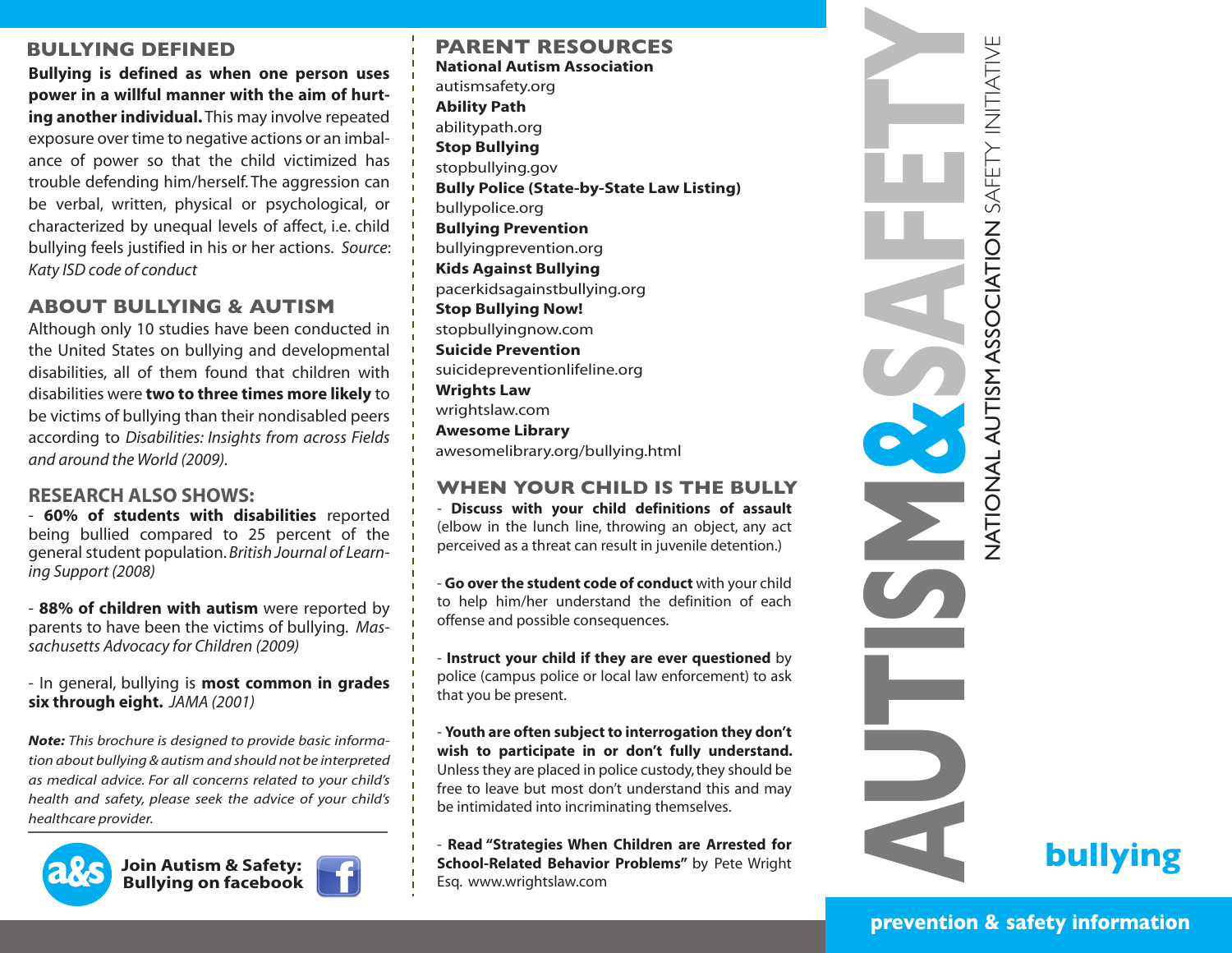## BULLYING DEFINED

**Bullying is defined as when one person uses power in a willful manner with the aim of hurting another individual.** This may involve repeated exposure over time to negative actions or an imbalance of power so that the child victimized has trouble defending him/herself. The aggression can be verbal, written, physical or psychological, or characterized by unequal levels of affect, i.e. child bullying feels justified in his or her actions. *Source: Katy ISD code of conduct*

## ABOUT BULLYING & AUTISM

Although only 10 studies have been conducted in the United States on bullying and developmental disabilities, all of them found that children with disabilities were **two to three times more likely** to be victims of bullying than their nondisabled peers according to *Disabilities: Insights from across Fields and around the World (2009).*

## RESEARCH ALSO SHOWS:

- **60% of students with disabilities** reported being bullied compared to 25 percent of the general student population. *British Journal of Learning Support (2008)*

- **88% of children with autism** were reported by parents to have been the victims of bullying. *Massachusetts Advocacy for Children (2009)*

- In general, bullying is **most common in grades six through eight.** *JAMA (2001)*

***Note:*** *This brochure is designed to provide basic information about bullying & autism and should not be interpreted as medical advice. For all concerns related to your child's health and safety, please seek the advice of your child's healthcare provider.*

**Join Autism & Safety: Bullying on facebook**

## PARENT RESOURCES

**National Autism Association**
autismsafety.org

**Ability Path**
abilitypath.org

**Stop Bullying**
stopbullying.gov

**Bully Police (State-by-State Law Listing)**
bullypolice.org

**Bullying Prevention**
bullyingprevention.org

**Kids Against Bullying**
pacerkidsagainstbullying.org

**Stop Bullying Now!**
stopbullyingnow.com

**Suicide Prevention**
suicidepreventionlifeline.org

**Wrights Law**
wrightslaw.com

**Awesome Library**
awesomelibrary.org/bullying.html

## WHEN YOUR CHILD IS THE BULLY

- **Discuss with your child definitions of assault** (elbow in the lunch line, throwing an object, any act perceived as a threat can result in juvenile detention.)

- **Go over the student code of conduct** with your child to help him/her understand the definition of each offense and possible consequences.

- **Instruct your child if they are ever questioned** by police (campus police or local law enforcement) to ask that you be present.

- **Youth are often subject to interrogation they don't wish to participate in or don't fully understand.** Unless they are placed in police custody, they should be free to leave but most don't understand this and may be intimidated into incriminating themselves.

- **Read "Strategies When Children are Arrested for School-Related Behavior Problems"** by Pete Wright Esq. www.wrightslaw.com

# AUTISM & SAFETY

NATIONAL AUTISM ASSOCIATION SAFETY INITIATIVE

## bullying

**prevention & safety information**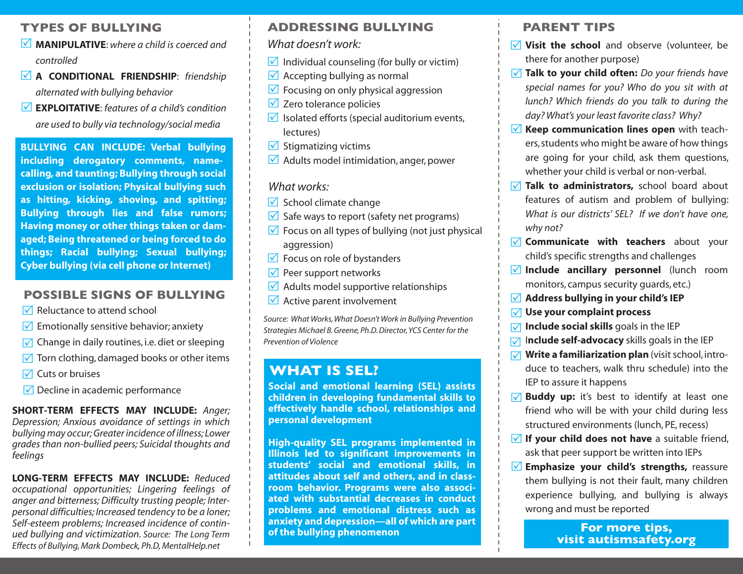## TYPES OF BULLYING

- ☑ **MANIPULATIVE**: *where a child is coerced and controlled*
- ☑ **A CONDITIONAL FRIENDSHIP**: *friendship alternated with bullying behavior*
- ☑ **EXPLOITATIVE**: *features of a child's condition are used to bully via technology/social media*

**BULLYING CAN INCLUDE: Verbal bullying including derogatory comments, name-calling, and taunting; Bullying through social exclusion or isolation; Physical bullying such as hitting, kicking, shoving, and spitting; Bullying through lies and false rumors; Having money or other things taken or damaged; Being threatened or being forced to do things; Racial bullying; Sexual bullying; Cyber bullying (via cell phone or Internet)**

## POSSIBLE SIGNS OF BULLYING

- ☑ Reluctance to attend school
- ☑ Emotionally sensitive behavior; anxiety
- ☑ Change in daily routines, i.e. diet or sleeping
- ☑ Torn clothing, damaged books or other items
- ☑ Cuts or bruises
- ☑ Decline in academic performance

**SHORT-TERM EFFECTS MAY INCLUDE:** *Anger; Depression; Anxious avoidance of settings in which bullying may occur; Greater incidence of illness; Lower grades than non-bullied peers; Suicidal thoughts and feelings*

**LONG-TERM EFFECTS MAY INCLUDE:** *Reduced occupational opportunities; Lingering feelings of anger and bitterness; Difficulty trusting people; Interpersonal difficulties; Increased tendency to be a loner; Self-esteem problems; Increased incidence of continued bullying and victimization.* *Source: The Long Term Effects of Bullying, Mark Dombeck, Ph.D, MentalHelp.net*

## ADDRESSING BULLYING

*What doesn't work:*

- ☑ Individual counseling (for bully or victim)
- ☑ Accepting bullying as normal
- ☑ Focusing on only physical aggression
- ☑ Zero tolerance policies
- ☑ Isolated efforts (special auditorium events, lectures)
- ☑ Stigmatizing victims
- ☑ Adults model intimidation, anger, power

*What works:*

- ☑ School climate change
- ☑ Safe ways to report (safety net programs)
- ☑ Focus on all types of bullying (not just physical aggression)
- ☑ Focus on role of bystanders
- ☑ Peer support networks
- ☑ Adults model supportive relationships
- ☑ Active parent involvement

*Source: What Works, What Doesn't Work in Bullying Prevention Strategies Michael B. Greene, Ph.D. Director, YCS Center for the Prevention of Violence*

## WHAT IS SEL?

**Social and emotional learning (SEL) assists children in developing fundamental skills to effectively handle school, relationships and personal development**

**High-quality SEL programs implemented in Illinois led to significant improvements in students' social and emotional skills, in attitudes about self and others, and in classroom behavior. Programs were also associated with substantial decreases in conduct problems and emotional distress such as anxiety and depression—all of which are part of the bullying phenomenon**

## PARENT TIPS

- ☑ **Visit the school** and observe (volunteer, be there for another purpose)
- ☑ **Talk to your child often:** *Do your friends have special names for you? Who do you sit with at lunch? Which friends do you talk to during the day? What's your least favorite class? Why?*
- ☑ **Keep communication lines open** with teachers, students who might be aware of how things are going for your child, ask them questions, whether your child is verbal or non-verbal.
- ☑ **Talk to administrators,** school board about features of autism and problem of bullying: *What is our districts' SEL? If we don't have one, why not?*
- ☑ **Communicate with teachers** about your child's specific strengths and challenges
- ☑ **Include ancillary personnel** (lunch room monitors, campus security guards, etc.)
- ☑ **Address bullying in your child's IEP**
- ☑ **Use your complaint process**
- ☑ **Include social skills** goals in the IEP
- ☑ **Include self-advocacy** skills goals in the IEP
- ☑ **Write a familiarization plan** (visit school, introduce to teachers, walk thru schedule) into the IEP to assure it happens
- ☑ **Buddy up:** it's best to identify at least one friend who will be with your child during less structured environments (lunch, PE, recess)
- ☑ **If your child does not have** a suitable friend, ask that peer support be written into IEPs
- ☑ **Emphasize your child's strengths,** reassure them bullying is not their fault, many children experience bullying, and bullying is always wrong and must be reported

**For more tips, visit autismsafety.org**